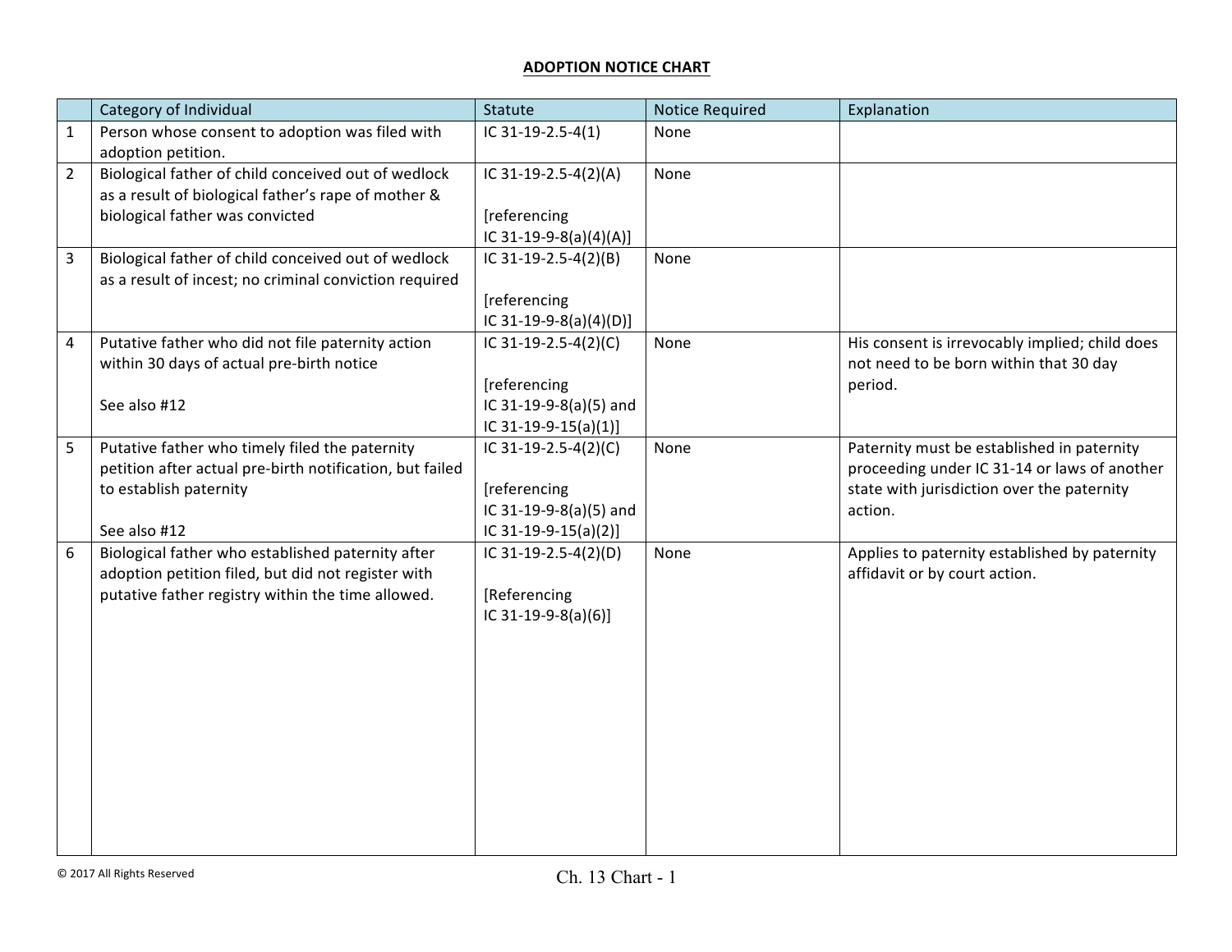# ADOPTION NOTICE CHART

| | Category of Individual | Statute | Notice Required | Explanation |
|---|---|---|---|---|
| 1 | Person whose consent to adoption was filed with adoption petition. | IC 31-19-2.5-4(1) | None | |
| 2 | Biological father of child conceived out of wedlock as a result of biological father's rape of mother & biological father was convicted | IC 31-19-2.5-4(2)(A)<br><br>[referencing IC 31-19-9-8(a)(4)(A)] | None | |
| 3 | Biological father of child conceived out of wedlock as a result of incest; no criminal conviction required | IC 31-19-2.5-4(2)(B)<br><br>[referencing IC 31-19-9-8(a)(4)(D)] | None | |
| 4 | Putative father who did not file paternity action within 30 days of actual pre-birth notice<br><br>See also #12 | IC 31-19-2.5-4(2)(C)<br><br>[referencing IC 31-19-9-8(a)(5) and IC 31-19-9-15(a)(1)] | None | His consent is irrevocably implied; child does not need to be born within that 30 day period. |
| 5 | Putative father who timely filed the paternity petition after actual pre-birth notification, but failed to establish paternity<br><br>See also #12 | IC 31-19-2.5-4(2)(C)<br><br>[referencing IC 31-19-9-8(a)(5) and IC 31-19-9-15(a)(2)] | None | Paternity must be established in paternity proceeding under IC 31-14 or laws of another state with jurisdiction over the paternity action. |
| 6 | Biological father who established paternity after adoption petition filed, but did not register with putative father registry within the time allowed. | IC 31-19-2.5-4(2)(D)<br><br>[Referencing IC 31-19-9-8(a)(6)] | None | Applies to paternity established by paternity affidavit or by court action. |

© 2017 All Rights Reserved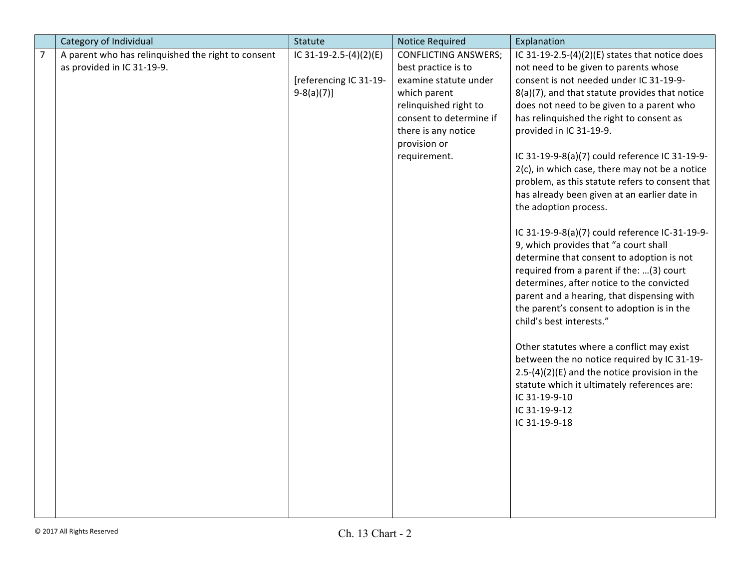| | Category of Individual | Statute | Notice Required | Explanation |
|---|---|---|---|---|
| 7 | A parent who has relinquished the right to consent as provided in IC 31-19-9. | IC 31-19-2.5-(4)(2)(E)<br><br>[referencing IC 31-19-9-8(a)(7)] | CONFLICTING ANSWERS; best practice is to examine statute under which parent relinquished right to consent to determine if there is any notice provision or requirement. | IC 31-19-2.5-(4)(2)(E) states that notice does not need to be given to parents whose consent is not needed under IC 31-19-9-8(a)(7), and that statute provides that notice does not need to be given to a parent who has relinquished the right to consent as provided in IC 31-19-9.<br><br>IC 31-19-9-8(a)(7) could reference IC 31-19-9-2(c), in which case, there may not be a notice problem, as this statute refers to consent that has already been given at an earlier date in the adoption process.<br><br>IC 31-19-9-8(a)(7) could reference IC-31-19-9-9, which provides that "a court shall determine that consent to adoption is not required from a parent if the: …(3) court determines, after notice to the convicted parent and a hearing, that dispensing with the parent's consent to adoption is in the child's best interests."<br><br>Other statutes where a conflict may exist between the no notice required by IC 31-19-2.5-(4)(2)(E) and the notice provision in the statute which it ultimately references are:<br>IC 31-19-9-10<br>IC 31-19-9-12<br>IC 31-19-9-18 |

© 2017 All Rights Reserved

Ch. 13 Chart - 2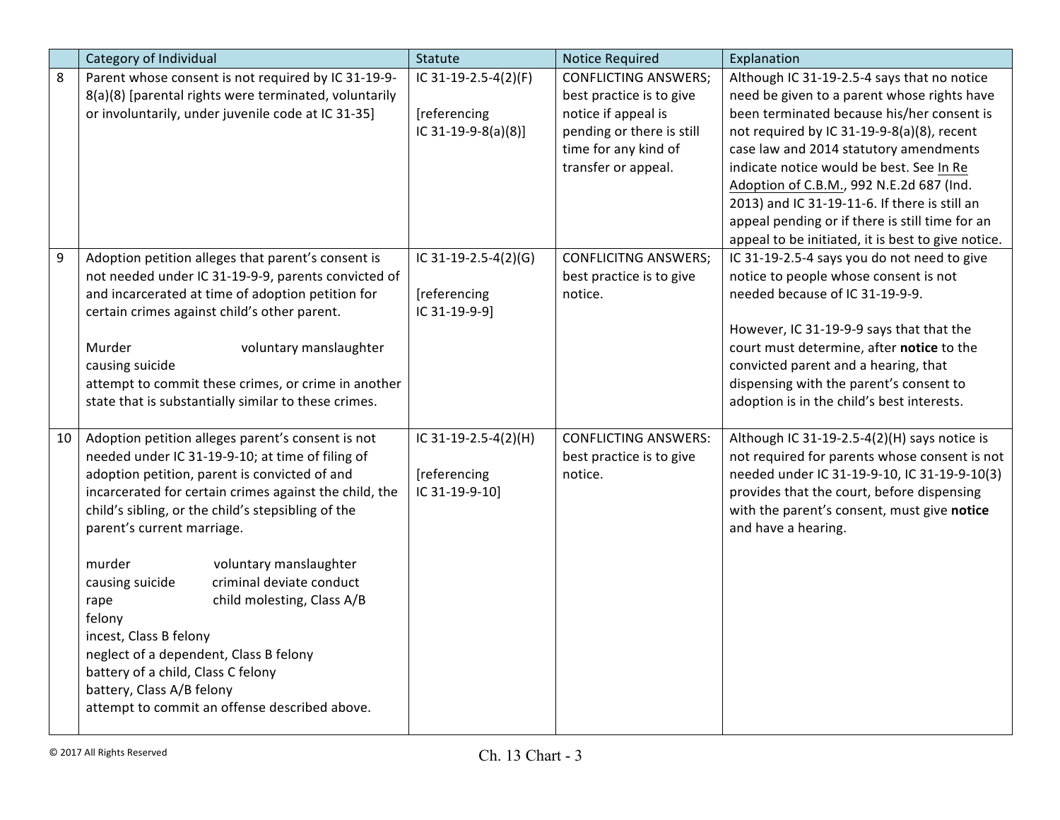| | Category of Individual | Statute | Notice Required | Explanation |
|---|---|---|---|---|
| 8 | Parent whose consent is not required by IC 31-19-9-8(a)(8) [parental rights were terminated, voluntarily or involuntarily, under juvenile code at IC 31-35] | IC 31-19-2.5-4(2)(F)<br><br>[referencing IC 31-19-9-8(a)(8)] | CONFLICTING ANSWERS; best practice is to give notice if appeal is pending or there is still time for any kind of transfer or appeal. | Although IC 31-19-2.5-4 says that no notice need be given to a parent whose rights have been terminated because his/her consent is not required by IC 31-19-9-8(a)(8), recent case law and 2014 statutory amendments indicate notice would be best. See In Re Adoption of C.B.M., 992 N.E.2d 687 (Ind. 2013) and IC 31-19-11-6. If there is still an appeal pending or if there is still time for an appeal to be initiated, it is best to give notice. |
| 9 | Adoption petition alleges that parent's consent is not needed under IC 31-19-9-9, parents convicted of and incarcerated at time of adoption petition for certain crimes against child's other parent.<br><br>Murder voluntary manslaughter<br>causing suicide<br>attempt to commit these crimes, or crime in another state that is substantially similar to these crimes. | IC 31-19-2.5-4(2)(G)<br><br>[referencing IC 31-19-9-9] | CONFLICITNG ANSWERS; best practice is to give notice. | IC 31-19-2.5-4 says you do not need to give notice to people whose consent is not needed because of IC 31-19-9-9.<br><br>However, IC 31-19-9-9 says that that the court must determine, after **notice** to the convicted parent and a hearing, that dispensing with the parent's consent to adoption is in the child's best interests. |
| 10 | Adoption petition alleges parent's consent is not needed under IC 31-19-9-10; at time of filing of adoption petition, parent is convicted of and incarcerated for certain crimes against the child, the child's sibling, or the child's stepsibling of the parent's current marriage.<br><br>murder voluntary manslaughter<br>causing suicide criminal deviate conduct<br>rape child molesting, Class A/B felony<br>incest, Class B felony<br>neglect of a dependent, Class B felony<br>battery of a child, Class C felony<br>battery, Class A/B felony<br>attempt to commit an offense described above. | IC 31-19-2.5-4(2)(H)<br><br>[referencing IC 31-19-9-10] | CONFLICTING ANSWERS: best practice is to give notice. | Although IC 31-19-2.5-4(2)(H) says notice is not required for parents whose consent is not needed under IC 31-19-9-10, IC 31-19-9-10(3) provides that the court, before dispensing with the parent's consent, must give **notice** and have a hearing. |

© 2017 All Rights Reserved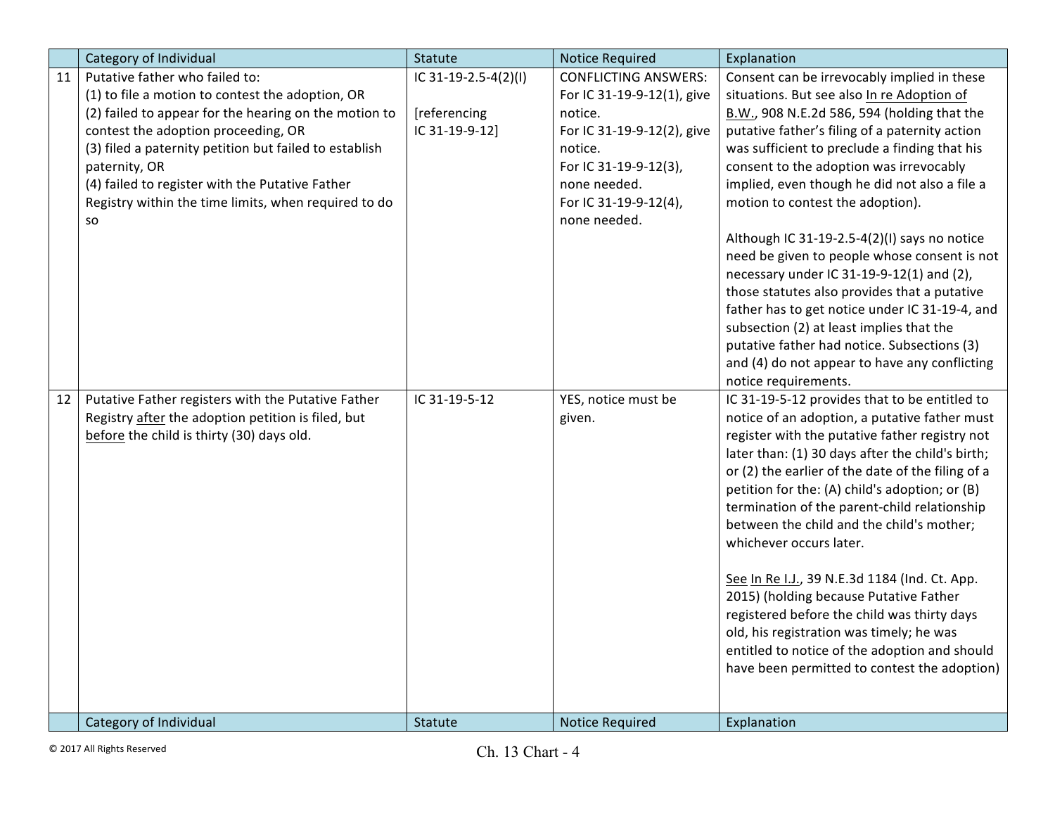|  | Category of Individual | Statute | Notice Required | Explanation |
|---|---|---|---|---|
| 11 | Putative father who failed to:<br>(1) to file a motion to contest the adoption, OR<br>(2) failed to appear for the hearing on the motion to contest the adoption proceeding, OR<br>(3) filed a paternity petition but failed to establish paternity, OR<br>(4) failed to register with the Putative Father Registry within the time limits, when required to do so | IC 31-19-2.5-4(2)(I)<br><br>[referencing IC 31-19-9-12] | CONFLICTING ANSWERS:<br>For IC 31-19-9-12(1), give notice.<br>For IC 31-19-9-12(2), give notice.<br>For IC 31-19-9-12(3), none needed.<br>For IC 31-19-9-12(4), none needed. | Consent can be irrevocably implied in these situations. But see also <u>In re Adoption of B.W.</u>, 908 N.E.2d 586, 594 (holding that the putative father's filing of a paternity action was sufficient to preclude a finding that his consent to the adoption was irrevocably implied, even though he did not also a file a motion to contest the adoption).<br><br>Although IC 31-19-2.5-4(2)(I) says no notice need be given to people whose consent is not necessary under IC 31-19-9-12(1) and (2), those statutes also provides that a putative father has to get notice under IC 31-19-4, and subsection (2) at least implies that the putative father had notice. Subsections (3) and (4) do not appear to have any conflicting notice requirements. |
| 12 | Putative Father registers with the Putative Father Registry <u>after</u> the adoption petition is filed, but <u>before</u> the child is thirty (30) days old. | IC 31-19-5-12 | YES, notice must be given. | IC 31-19-5-12 provides that to be entitled to notice of an adoption, a putative father must register with the putative father registry not later than: (1) 30 days after the child's birth; or (2) the earlier of the date of the filing of a petition for the: (A) child's adoption; or (B) termination of the parent-child relationship between the child and the child's mother; whichever occurs later.<br><br><u>See</u> <u>In Re I.J.</u>, 39 N.E.3d 1184 (Ind. Ct. App. 2015) (holding because Putative Father registered before the child was thirty days old, his registration was timely; he was entitled to notice of the adoption and should have been permitted to contest the adoption) |

© 2017 All Rights Reserved

Ch. 13 Chart - 4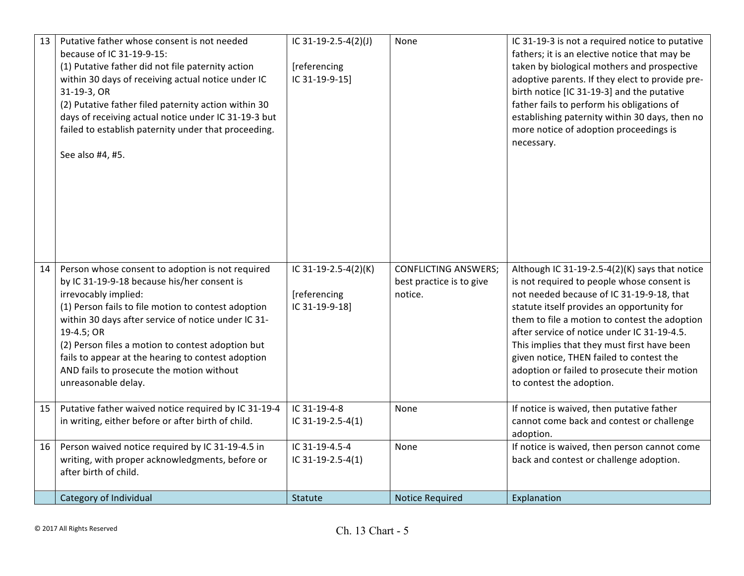| | Category of Individual | Statute | Notice Required | Explanation |
|---|---|---|---|---|
| 13 | Putative father whose consent is not needed because of IC 31-19-9-15:<br>(1) Putative father did not file paternity action within 30 days of receiving actual notice under IC 31-19-3, OR<br>(2) Putative father filed paternity action within 30 days of receiving actual notice under IC 31-19-3 but failed to establish paternity under that proceeding.<br><br>See also #4, #5. | IC 31-19-2.5-4(2)(J)<br><br>[referencing IC 31-19-9-15] | None | IC 31-19-3 is not a required notice to putative fathers; it is an elective notice that may be taken by biological mothers and prospective adoptive parents. If they elect to provide pre-birth notice [IC 31-19-3] and the putative father fails to perform his obligations of establishing paternity within 30 days, then no more notice of adoption proceedings is necessary. |
| 14 | Person whose consent to adoption is not required by IC 31-19-9-18 because his/her consent is irrevocably implied:<br>(1) Person fails to file motion to contest adoption within 30 days after service of notice under IC 31-19-4.5; OR<br>(2) Person files a motion to contest adoption but fails to appear at the hearing to contest adoption AND fails to prosecute the motion without unreasonable delay. | IC 31-19-2.5-4(2)(K)<br><br>[referencing IC 31-19-9-18] | CONFLICTING ANSWERS; best practice is to give notice. | Although IC 31-19-2.5-4(2)(K) says that notice is not required to people whose consent is not needed because of IC 31-19-9-18, that statute itself provides an opportunity for them to file a motion to contest the adoption after service of notice under IC 31-19-4.5. This implies that they must first have been given notice, THEN failed to contest the adoption or failed to prosecute their motion to contest the adoption. |
| 15 | Putative father waived notice required by IC 31-19-4 in writing, either before or after birth of child. | IC 31-19-4-8<br>IC 31-19-2.5-4(1) | None | If notice is waived, then putative father cannot come back and contest or challenge adoption. |
| 16 | Person waived notice required by IC 31-19-4.5 in writing, with proper acknowledgments, before or after birth of child. | IC 31-19-4.5-4<br>IC 31-19-2.5-4(1) | None | If notice is waived, then person cannot come back and contest or challenge adoption. |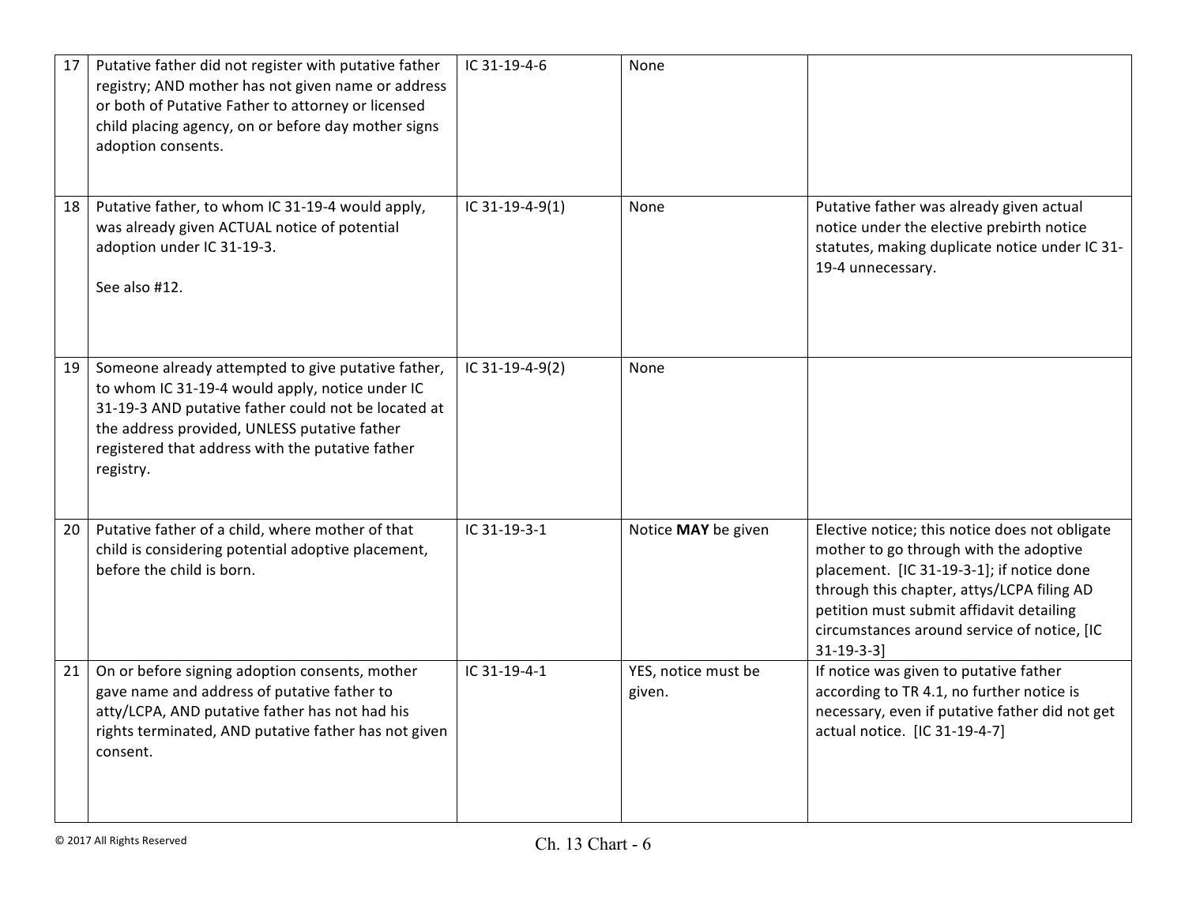| 17 | Putative father did not register with putative father registry; AND mother has not given name or address or both of Putative Father to attorney or licensed child placing agency, on or before day mother signs adoption consents. | IC 31-19-4-6 | None | |
|---|---|---|---|---|
| 18 | Putative father, to whom IC 31-19-4 would apply, was already given ACTUAL notice of potential adoption under IC 31-19-3.<br><br>See also #12. | IC 31-19-4-9(1) | None | Putative father was already given actual notice under the elective prebirth notice statutes, making duplicate notice under IC 31-19-4 unnecessary. |
| 19 | Someone already attempted to give putative father, to whom IC 31-19-4 would apply, notice under IC 31-19-3 AND putative father could not be located at the address provided, UNLESS putative father registered that address with the putative father registry. | IC 31-19-4-9(2) | None | |
| 20 | Putative father of a child, where mother of that child is considering potential adoptive placement, before the child is born. | IC 31-19-3-1 | Notice **MAY** be given | Elective notice; this notice does not obligate mother to go through with the adoptive placement. [IC 31-19-3-1]; if notice done through this chapter, attys/LCPA filing AD petition must submit affidavit detailing circumstances around service of notice, [IC 31-19-3-3] |
| 21 | On or before signing adoption consents, mother gave name and address of putative father to atty/LCPA, AND putative father has not had his rights terminated, AND putative father has not given consent. | IC 31-19-4-1 | YES, notice must be given. | If notice was given to putative father according to TR 4.1, no further notice is necessary, even if putative father did not get actual notice. [IC 31-19-4-7] |

© 2017 All Rights Reserved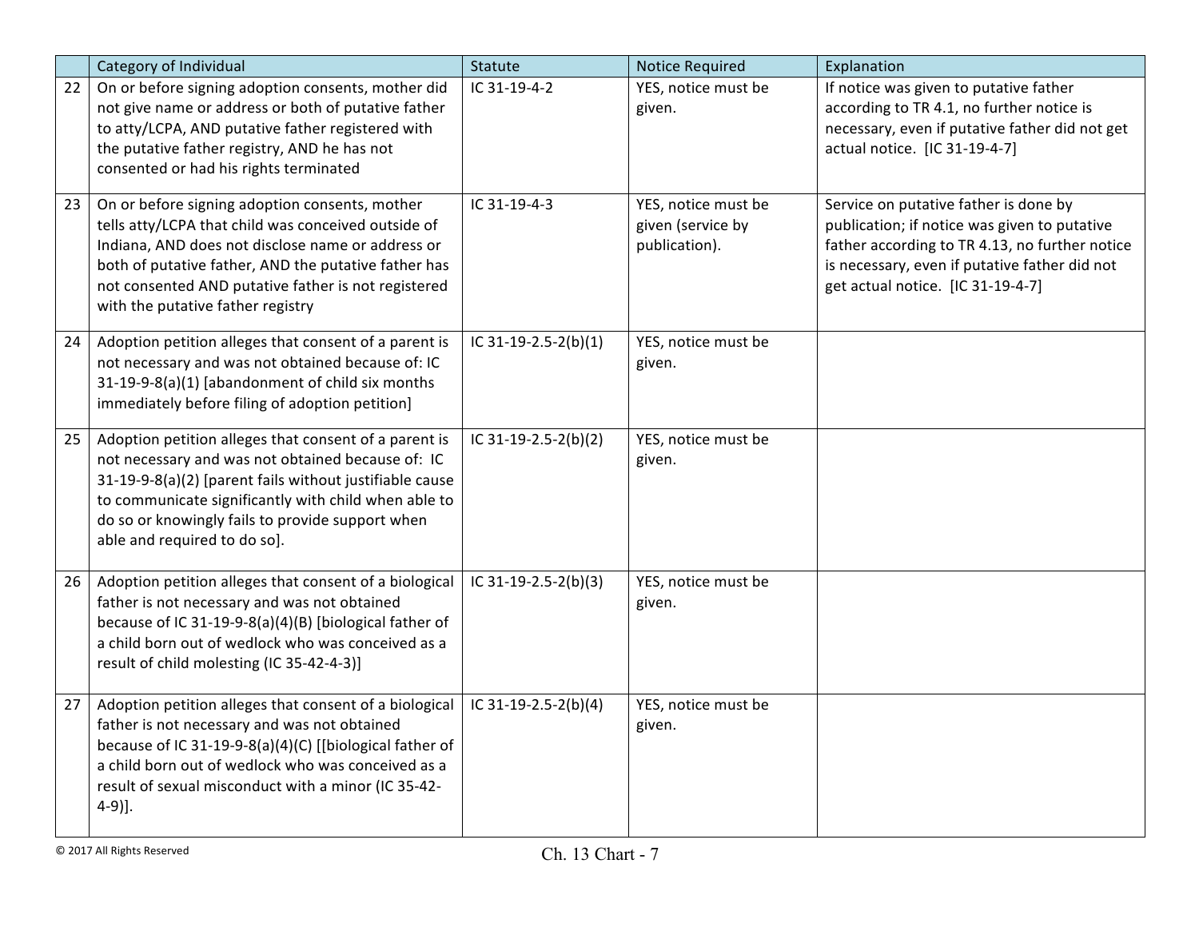| | Category of Individual | Statute | Notice Required | Explanation |
|---|---|---|---|---|
| 22 | On or before signing adoption consents, mother did not give name or address or both of putative father to atty/LCPA, AND putative father registered with the putative father registry, AND he has not consented or had his rights terminated | IC 31-19-4-2 | YES, notice must be given. | If notice was given to putative father according to TR 4.1, no further notice is necessary, even if putative father did not get actual notice. [IC 31-19-4-7] |
| 23 | On or before signing adoption consents, mother tells atty/LCPA that child was conceived outside of Indiana, AND does not disclose name or address or both of putative father, AND the putative father has not consented AND putative father is not registered with the putative father registry | IC 31-19-4-3 | YES, notice must be given (service by publication). | Service on putative father is done by publication; if notice was given to putative father according to TR 4.13, no further notice is necessary, even if putative father did not get actual notice. [IC 31-19-4-7] |
| 24 | Adoption petition alleges that consent of a parent is not necessary and was not obtained because of: IC 31-19-9-8(a)(1) [abandonment of child six months immediately before filing of adoption petition] | IC 31-19-2.5-2(b)(1) | YES, notice must be given. | |
| 25 | Adoption petition alleges that consent of a parent is not necessary and was not obtained because of: IC 31-19-9-8(a)(2) [parent fails without justifiable cause to communicate significantly with child when able to do so or knowingly fails to provide support when able and required to do so]. | IC 31-19-2.5-2(b)(2) | YES, notice must be given. | |
| 26 | Adoption petition alleges that consent of a biological father is not necessary and was not obtained because of IC 31-19-9-8(a)(4)(B) [biological father of a child born out of wedlock who was conceived as a result of child molesting (IC 35-42-4-3)] | IC 31-19-2.5-2(b)(3) | YES, notice must be given. | |
| 27 | Adoption petition alleges that consent of a biological father is not necessary and was not obtained because of IC 31-19-9-8(a)(4)(C) [[biological father of a child born out of wedlock who was conceived as a result of sexual misconduct with a minor (IC 35-42-4-9)]. | IC 31-19-2.5-2(b)(4) | YES, notice must be given. | |

© 2017 All Rights Reserved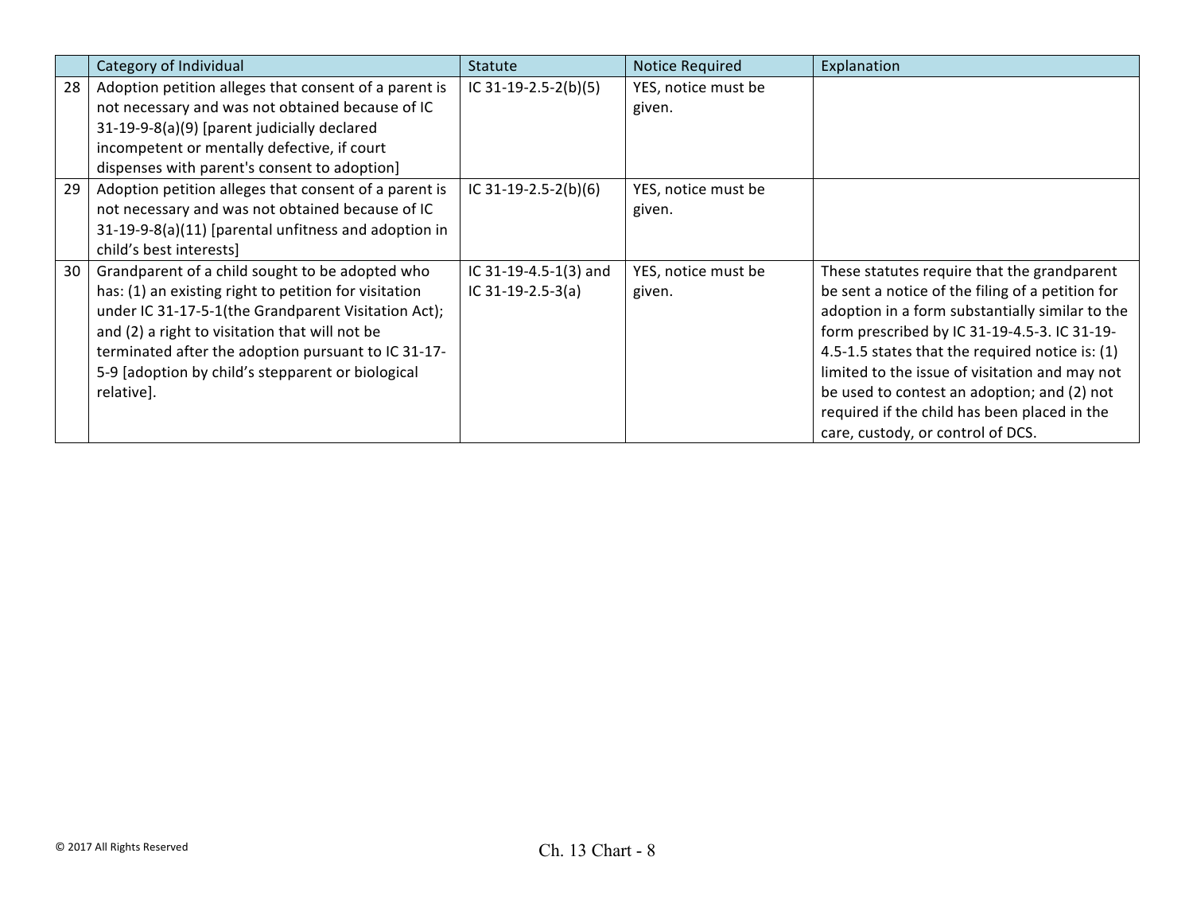| | Category of Individual | Statute | Notice Required | Explanation |
|---|---|---|---|---|
| 28 | Adoption petition alleges that consent of a parent is not necessary and was not obtained because of IC 31-19-9-8(a)(9) [parent judicially declared incompetent or mentally defective, if court dispenses with parent's consent to adoption] | IC 31-19-2.5-2(b)(5) | YES, notice must be given. | |
| 29 | Adoption petition alleges that consent of a parent is not necessary and was not obtained because of IC 31-19-9-8(a)(11) [parental unfitness and adoption in child's best interests] | IC 31-19-2.5-2(b)(6) | YES, notice must be given. | |
| 30 | Grandparent of a child sought to be adopted who has: (1) an existing right to petition for visitation under IC 31-17-5-1(the Grandparent Visitation Act); and (2) a right to visitation that will not be terminated after the adoption pursuant to IC 31-17-5-9 [adoption by child's stepparent or biological relative]. | IC 31-19-4.5-1(3) and IC 31-19-2.5-3(a) | YES, notice must be given. | These statutes require that the grandparent be sent a notice of the filing of a petition for adoption in a form substantially similar to the form prescribed by IC 31-19-4.5-3. IC 31-19-4.5-1.5 states that the required notice is: (1) limited to the issue of visitation and may not be used to contest an adoption; and (2) not required if the child has been placed in the care, custody, or control of DCS. |

© 2017 All Rights Reserved